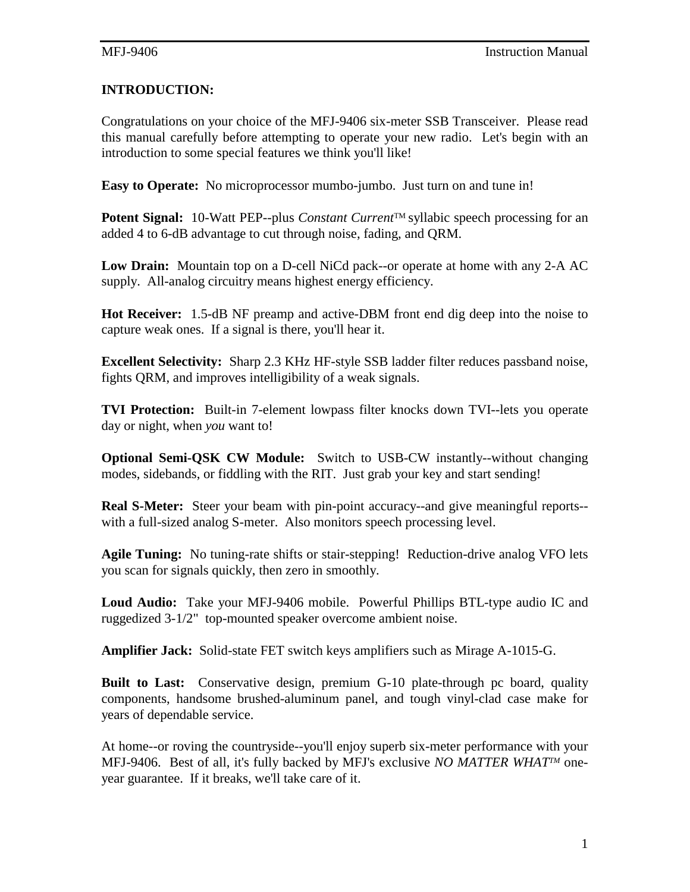**INTRODUCTION:**

Congratulations on your choice of the MFJ-9406 six-meter SSB Transceiver. Please read this manual carefully before attempting to operate your new radio. Let's begin with an introduction to some special features we think you'll like!

**Easy to Operate:** No microprocessor mumbo-jumbo. Just turn on and tune in!

**Potent Signal:** 10-Watt PEP--plus *Constant Current*™ syllabic speech processing for an added 4 to 6-dB advantage to cut through noise, fading, and QRM.

**Low Drain:** Mountain top on a D-cell NiCd pack--or operate at home with any 2-A AC supply. All-analog circuitry means highest energy efficiency.

**Hot Receiver:** 1.5-dB NF preamp and active-DBM front end dig deep into the noise to capture weak ones. If a signal is there, you'll hear it.

**Excellent Selectivity:** Sharp 2.3 KHz HF-style SSB ladder filter reduces passband noise, fights QRM, and improves intelligibility of a weak signals.

**TVI Protection:** Built-in 7-element lowpass filter knocks down TVI--lets you operate day or night, when *you* want to!

**Optional Semi-QSK CW Module:** Switch to USB-CW instantly--without changing modes, sidebands, or fiddling with the RIT. Just grab your key and start sending!

**Real S-Meter:** Steer your beam with pin-point accuracy--and give meaningful reports--with a full-sized analog S-meter. Also monitors speech processing level.

**Agile Tuning:** No tuning-rate shifts or stair-stepping! Reduction-drive analog VFO lets you scan for signals quickly, then zero in smoothly.

**Loud Audio:** Take your MFJ-9406 mobile. Powerful Phillips BTL-type audio IC and ruggedized 3-1/2" top-mounted speaker overcome ambient noise.

**Amplifier Jack:** Solid-state FET switch keys amplifiers such as Mirage A-1015-G.

**Built to Last:** Conservative design, premium G-10 plate-through pc board, quality components, handsome brushed-aluminum panel, and tough vinyl-clad case make for years of dependable service.

At home--or roving the countryside--you'll enjoy superb six-meter performance with your MFJ-9406. Best of all, it's fully backed by MFJ's exclusive *NO MATTER WHAT*™ one-year guarantee. If it breaks, we'll take care of it.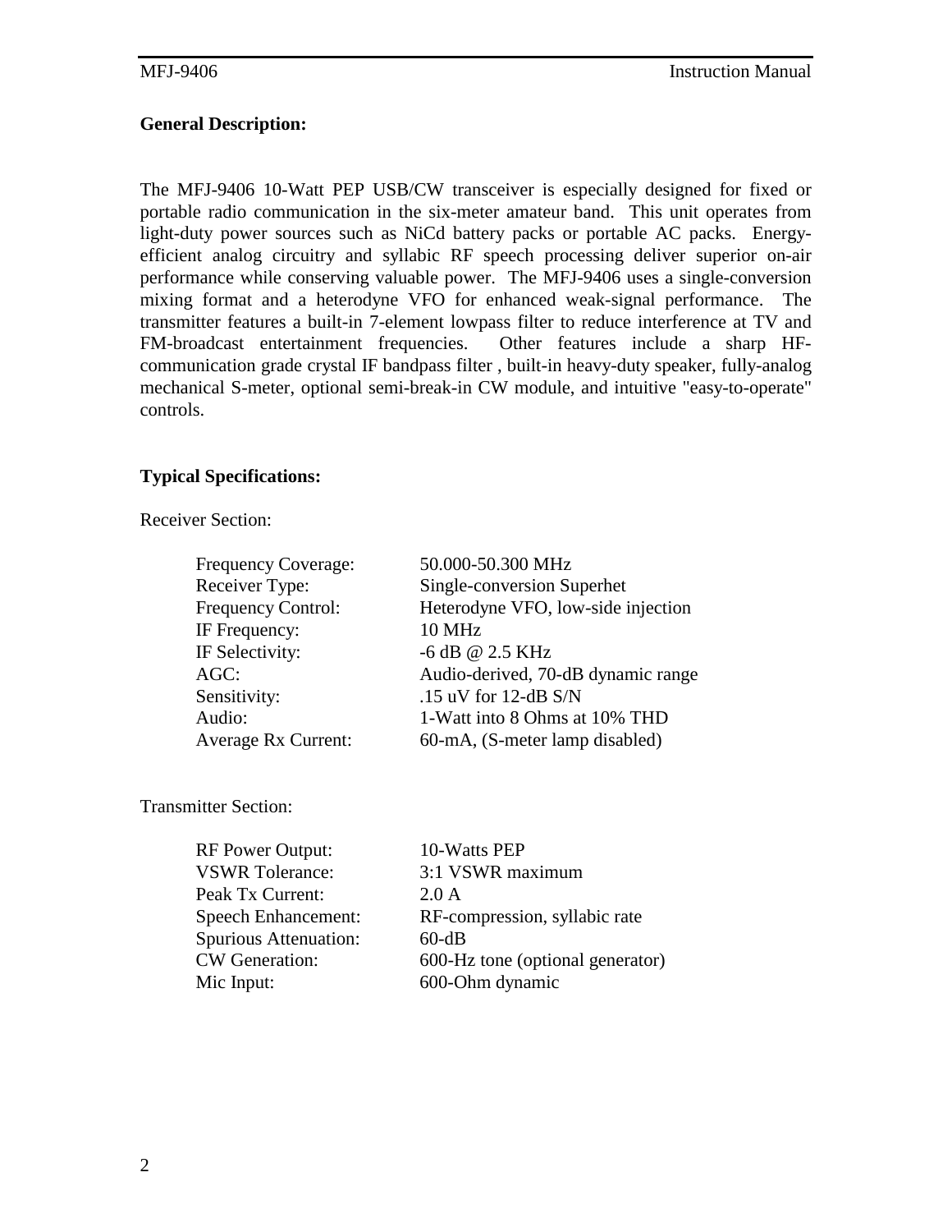## General Description:

The MFJ-9406 10-Watt PEP USB/CW transceiver is especially designed for fixed or portable radio communication in the six-meter amateur band. This unit operates from light-duty power sources such as NiCd battery packs or portable AC packs. Energy-efficient analog circuitry and syllabic RF speech processing deliver superior on-air performance while conserving valuable power. The MFJ-9406 uses a single-conversion mixing format and a heterodyne VFO for enhanced weak-signal performance. The transmitter features a built-in 7-element lowpass filter to reduce interference at TV and FM-broadcast entertainment frequencies. Other features include a sharp HF-communication grade crystal IF bandpass filter , built-in heavy-duty speaker, fully-analog mechanical S-meter, optional semi-break-in CW module, and intuitive "easy-to-operate" controls.

## Typical Specifications:

Receiver Section:

| | |
|---|---|
| Frequency Coverage: | 50.000-50.300 MHz |
| Receiver Type: | Single-conversion Superhet |
| Frequency Control: | Heterodyne VFO, low-side injection |
| IF Frequency: | 10 MHz |
| IF Selectivity: | -6 dB @ 2.5 KHz |
| AGC: | Audio-derived, 70-dB dynamic range |
| Sensitivity: | .15 uV for 12-dB S/N |
| Audio: | 1-Watt into 8 Ohms at 10% THD |
| Average Rx Current: | 60-mA, (S-meter lamp disabled) |

Transmitter Section:

| | |
|---|---|
| RF Power Output: | 10-Watts PEP |
| VSWR Tolerance: | 3:1 VSWR maximum |
| Peak Tx Current: | 2.0 A |
| Speech Enhancement: | RF-compression, syllabic rate |
| Spurious Attenuation: | 60-dB |
| CW Generation: | 600-Hz tone (optional generator) |
| Mic Input: | 600-Ohm dynamic |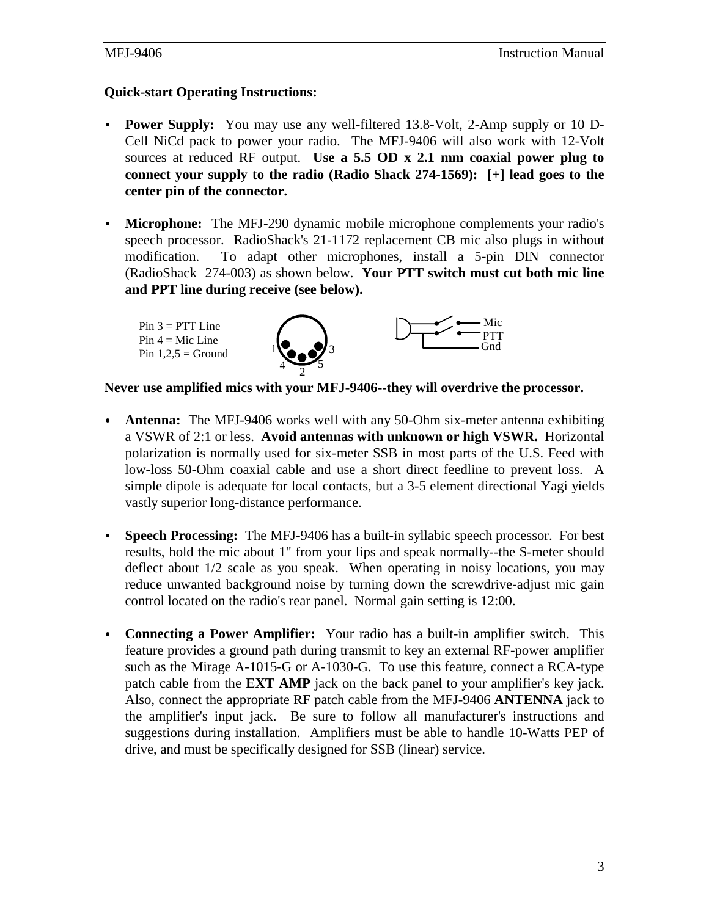**Quick-start Operating Instructions:**

- **Power Supply:** You may use any well-filtered 13.8-Volt, 2-Amp supply or 10 D-Cell NiCd pack to power your radio. The MFJ-9406 will also work with 12-Volt sources at reduced RF output. **Use a 5.5 OD x 2.1 mm coaxial power plug to connect your supply to the radio (Radio Shack 274-1569): [+] lead goes to the center pin of the connector.**

- **Microphone:** The MFJ-290 dynamic mobile microphone complements your radio's speech processor. RadioShack's 21-1172 replacement CB mic also plugs in without modification. To adapt other microphones, install a 5-pin DIN connector (RadioShack 274-003) as shown below. **Your PTT switch must cut both mic line and PPT line during receive (see below).**

Pin 3 = PTT Line
Pin 4 = Mic Line
Pin 1,2,5 = Ground

**Never use amplified mics with your MFJ-9406--they will overdrive the processor.**

- **Antenna:** The MFJ-9406 works well with any 50-Ohm six-meter antenna exhibiting a VSWR of 2:1 or less. **Avoid antennas with unknown or high VSWR.** Horizontal polarization is normally used for six-meter SSB in most parts of the U.S. Feed with low-loss 50-Ohm coaxial cable and use a short direct feedline to prevent loss. A simple dipole is adequate for local contacts, but a 3-5 element directional Yagi yields vastly superior long-distance performance.

- **Speech Processing:** The MFJ-9406 has a built-in syllabic speech processor. For best results, hold the mic about 1" from your lips and speak normally--the S-meter should deflect about 1/2 scale as you speak. When operating in noisy locations, you may reduce unwanted background noise by turning down the screwdrive-adjust mic gain control located on the radio's rear panel. Normal gain setting is 12:00.

- **Connecting a Power Amplifier:** Your radio has a built-in amplifier switch. This feature provides a ground path during transmit to key an external RF-power amplifier such as the Mirage A-1015-G or A-1030-G. To use this feature, connect a RCA-type patch cable from the **EXT AMP** jack on the back panel to your amplifier's key jack. Also, connect the appropriate RF patch cable from the MFJ-9406 **ANTENNA** jack to the amplifier's input jack. Be sure to follow all manufacturer's instructions and suggestions during installation. Amplifiers must be able to handle 10-Watts PEP of drive, and must be specifically designed for SSB (linear) service.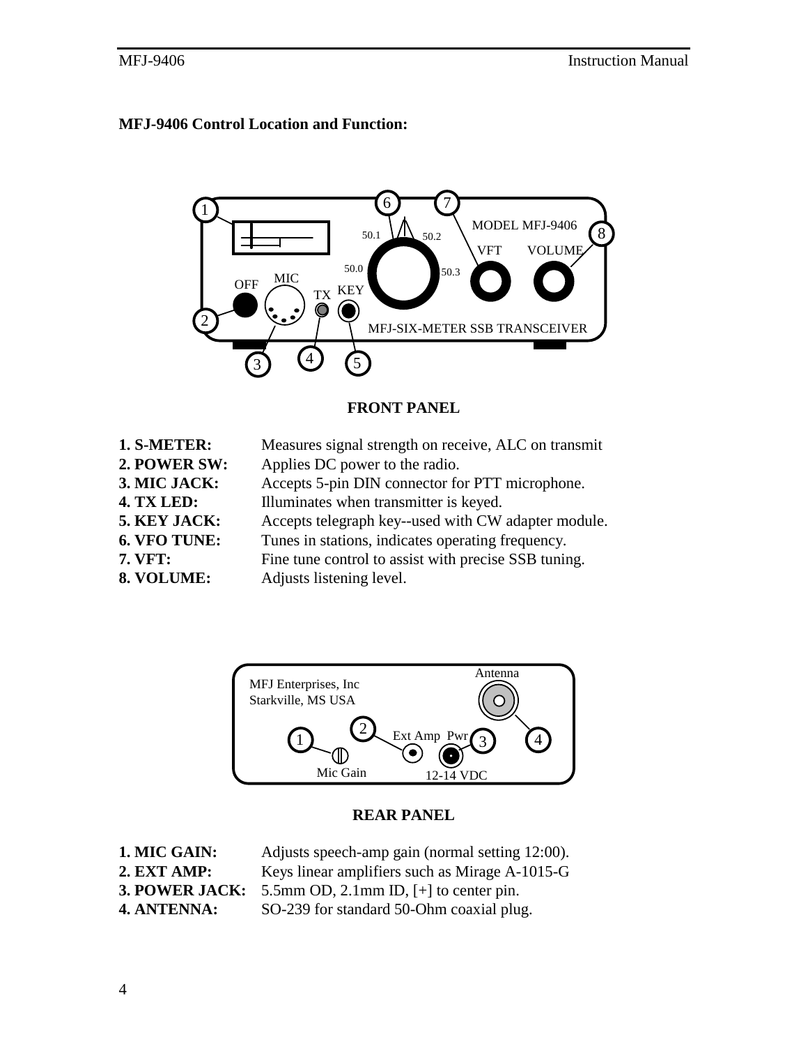**MFJ-9406 Control Location and Function:**

**FRONT PANEL**

**1. S-METER:** Measures signal strength on receive, ALC on transmit
**2. POWER SW:** Applies DC power to the radio.
**3. MIC JACK:** Accepts 5-pin DIN connector for PTT microphone.
**4. TX LED:** Illuminates when transmitter is keyed.
**5. KEY JACK:** Accepts telegraph key--used with CW adapter module.
**6. VFO TUNE:** Tunes in stations, indicates operating frequency.
**7. VFT:** Fine tune control to assist with precise SSB tuning.
**8. VOLUME:** Adjusts listening level.

**REAR PANEL**

**1. MIC GAIN:** Adjusts speech-amp gain (normal setting 12:00).
**2. EXT AMP:** Keys linear amplifiers such as Mirage A-1015-G
**3. POWER JACK:** 5.5mm OD, 2.1mm ID, [+] to center pin.
**4. ANTENNA:** SO-239 for standard 50-Ohm coaxial plug.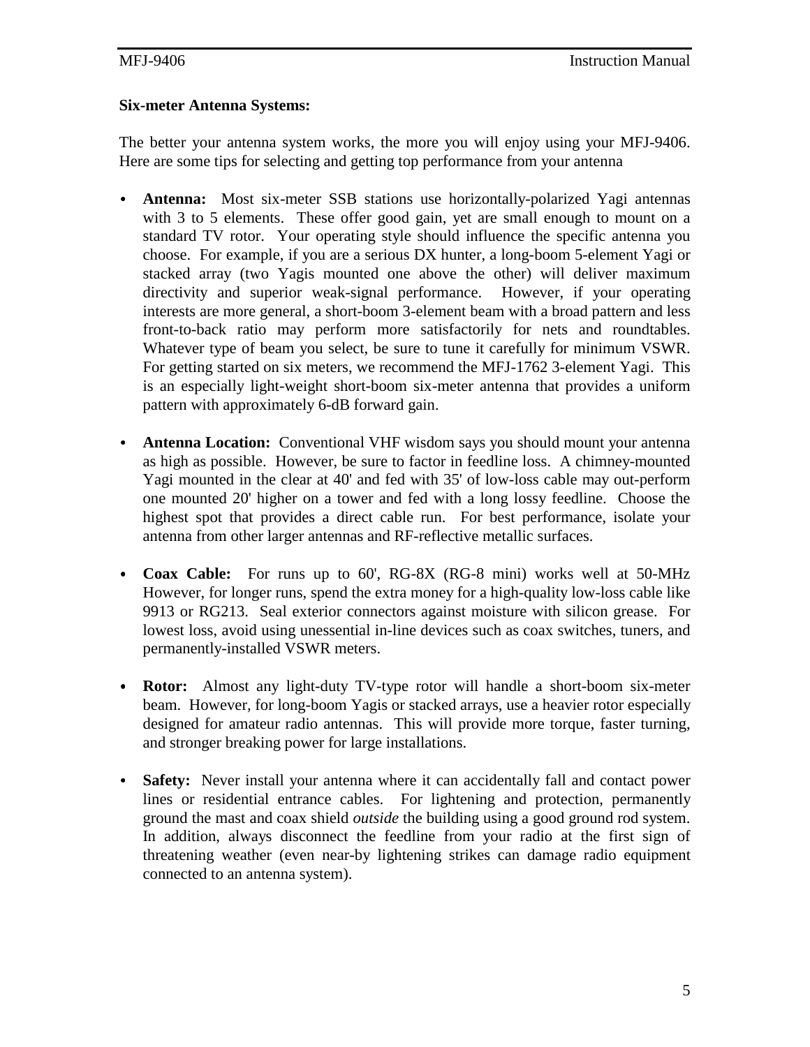**Six-meter Antenna Systems:**

The better your antenna system works, the more you will enjoy using your MFJ-9406. Here are some tips for selecting and getting top performance from your antenna

- **Antenna:** Most six-meter SSB stations use horizontally-polarized Yagi antennas with 3 to 5 elements. These offer good gain, yet are small enough to mount on a standard TV rotor. Your operating style should influence the specific antenna you choose. For example, if you are a serious DX hunter, a long-boom 5-element Yagi or stacked array (two Yagis mounted one above the other) will deliver maximum directivity and superior weak-signal performance. However, if your operating interests are more general, a short-boom 3-element beam with a broad pattern and less front-to-back ratio may perform more satisfactorily for nets and roundtables. Whatever type of beam you select, be sure to tune it carefully for minimum VSWR. For getting started on six meters, we recommend the MFJ-1762 3-element Yagi. This is an especially light-weight short-boom six-meter antenna that provides a uniform pattern with approximately 6-dB forward gain.

- **Antenna Location:** Conventional VHF wisdom says you should mount your antenna as high as possible. However, be sure to factor in feedline loss. A chimney-mounted Yagi mounted in the clear at 40' and fed with 35' of low-loss cable may out-perform one mounted 20' higher on a tower and fed with a long lossy feedline. Choose the highest spot that provides a direct cable run. For best performance, isolate your antenna from other larger antennas and RF-reflective metallic surfaces.

- **Coax Cable:** For runs up to 60', RG-8X (RG-8 mini) works well at 50-MHz However, for longer runs, spend the extra money for a high-quality low-loss cable like 9913 or RG213. Seal exterior connectors against moisture with silicon grease. For lowest loss, avoid using unessential in-line devices such as coax switches, tuners, and permanently-installed VSWR meters.

- **Rotor:** Almost any light-duty TV-type rotor will handle a short-boom six-meter beam. However, for long-boom Yagis or stacked arrays, use a heavier rotor especially designed for amateur radio antennas. This will provide more torque, faster turning, and stronger breaking power for large installations.

- **Safety:** Never install your antenna where it can accidentally fall and contact power lines or residential entrance cables. For lightening and protection, permanently ground the mast and coax shield *outside* the building using a good ground rod system. In addition, always disconnect the feedline from your radio at the first sign of threatening weather (even near-by lightening strikes can damage radio equipment connected to an antenna system).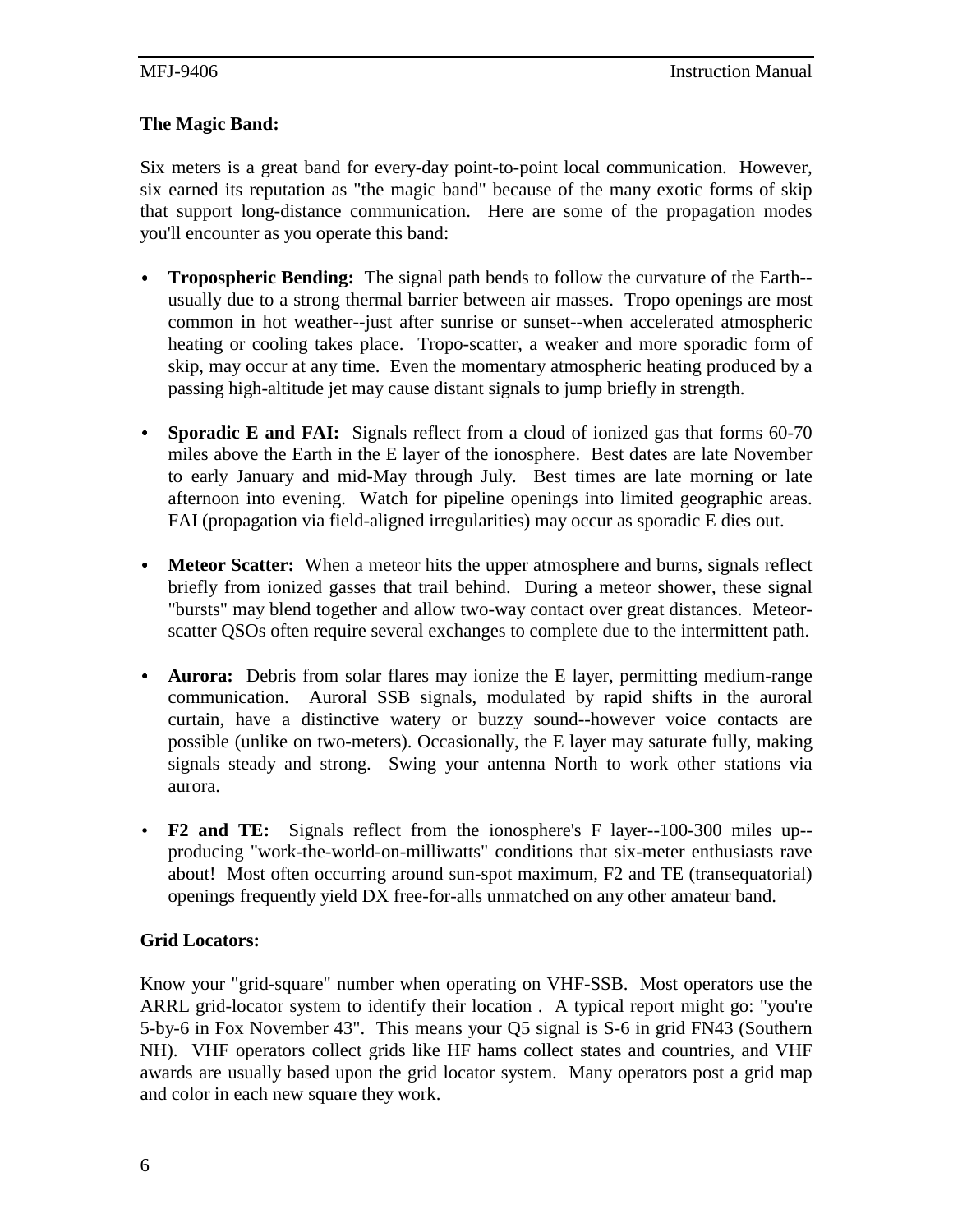### The Magic Band:

Six meters is a great band for every-day point-to-point local communication. However, six earned its reputation as "the magic band" because of the many exotic forms of skip that support long-distance communication. Here are some of the propagation modes you'll encounter as you operate this band:

- **Tropospheric Bending:** The signal path bends to follow the curvature of the Earth--usually due to a strong thermal barrier between air masses. Tropo openings are most common in hot weather--just after sunrise or sunset--when accelerated atmospheric heating or cooling takes place. Tropo-scatter, a weaker and more sporadic form of skip, may occur at any time. Even the momentary atmospheric heating produced by a passing high-altitude jet may cause distant signals to jump briefly in strength.

- **Sporadic E and FAI:** Signals reflect from a cloud of ionized gas that forms 60-70 miles above the Earth in the E layer of the ionosphere. Best dates are late November to early January and mid-May through July. Best times are late morning or late afternoon into evening. Watch for pipeline openings into limited geographic areas. FAI (propagation via field-aligned irregularities) may occur as sporadic E dies out.

- **Meteor Scatter:** When a meteor hits the upper atmosphere and burns, signals reflect briefly from ionized gasses that trail behind. During a meteor shower, these signal "bursts" may blend together and allow two-way contact over great distances. Meteor-scatter QSOs often require several exchanges to complete due to the intermittent path.

- **Aurora:** Debris from solar flares may ionize the E layer, permitting medium-range communication. Auroral SSB signals, modulated by rapid shifts in the auroral curtain, have a distinctive watery or buzzy sound--however voice contacts are possible (unlike on two-meters). Occasionally, the E layer may saturate fully, making signals steady and strong. Swing your antenna North to work other stations via aurora.

- **F2 and TE:** Signals reflect from the ionosphere's F layer--100-300 miles up--producing "work-the-world-on-milliwatts" conditions that six-meter enthusiasts rave about! Most often occurring around sun-spot maximum, F2 and TE (transequatorial) openings frequently yield DX free-for-alls unmatched on any other amateur band.

### Grid Locators:

Know your "grid-square" number when operating on VHF-SSB. Most operators use the ARRL grid-locator system to identify their location . A typical report might go: "you're 5-by-6 in Fox November 43". This means your Q5 signal is S-6 in grid FN43 (Southern NH). VHF operators collect grids like HF hams collect states and countries, and VHF awards are usually based upon the grid locator system. Many operators post a grid map and color in each new square they work.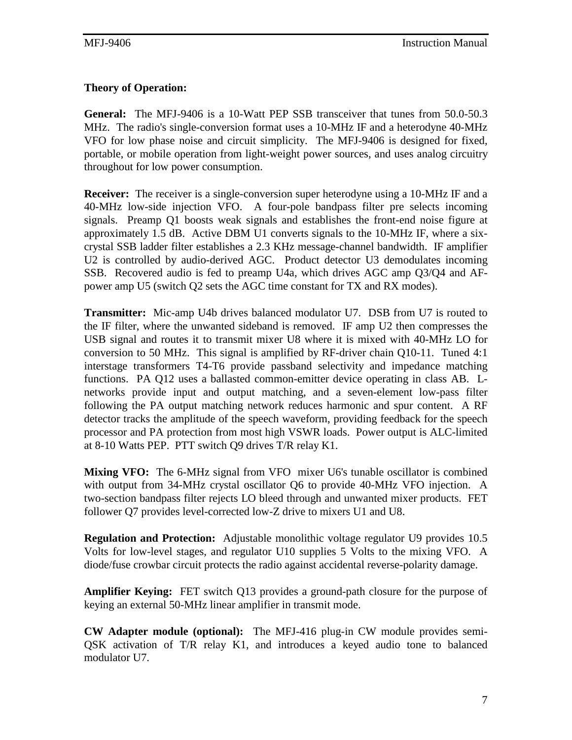### Theory of Operation:

**General:** The MFJ-9406 is a 10-Watt PEP SSB transceiver that tunes from 50.0-50.3 MHz. The radio's single-conversion format uses a 10-MHz IF and a heterodyne 40-MHz VFO for low phase noise and circuit simplicity. The MFJ-9406 is designed for fixed, portable, or mobile operation from light-weight power sources, and uses analog circuitry throughout for low power consumption.

**Receiver:** The receiver is a single-conversion super heterodyne using a 10-MHz IF and a 40-MHz low-side injection VFO. A four-pole bandpass filter pre selects incoming signals. Preamp Q1 boosts weak signals and establishes the front-end noise figure at approximately 1.5 dB. Active DBM U1 converts signals to the 10-MHz IF, where a six-crystal SSB ladder filter establishes a 2.3 KHz message-channel bandwidth. IF amplifier U2 is controlled by audio-derived AGC. Product detector U3 demodulates incoming SSB. Recovered audio is fed to preamp U4a, which drives AGC amp Q3/Q4 and AF-power amp U5 (switch Q2 sets the AGC time constant for TX and RX modes).

**Transmitter:** Mic-amp U4b drives balanced modulator U7. DSB from U7 is routed to the IF filter, where the unwanted sideband is removed. IF amp U2 then compresses the USB signal and routes it to transmit mixer U8 where it is mixed with 40-MHz LO for conversion to 50 MHz. This signal is amplified by RF-driver chain Q10-11. Tuned 4:1 interstage transformers T4-T6 provide passband selectivity and impedance matching functions. PA Q12 uses a ballasted common-emitter device operating in class AB. L-networks provide input and output matching, and a seven-element low-pass filter following the PA output matching network reduces harmonic and spur content. A RF detector tracks the amplitude of the speech waveform, providing feedback for the speech processor and PA protection from most high VSWR loads. Power output is ALC-limited at 8-10 Watts PEP. PTT switch Q9 drives T/R relay K1.

**Mixing VFO:** The 6-MHz signal from VFO mixer U6's tunable oscillator is combined with output from 34-MHz crystal oscillator Q6 to provide 40-MHz VFO injection. A two-section bandpass filter rejects LO bleed through and unwanted mixer products. FET follower Q7 provides level-corrected low-Z drive to mixers U1 and U8.

**Regulation and Protection:** Adjustable monolithic voltage regulator U9 provides 10.5 Volts for low-level stages, and regulator U10 supplies 5 Volts to the mixing VFO. A diode/fuse crowbar circuit protects the radio against accidental reverse-polarity damage.

**Amplifier Keying:** FET switch Q13 provides a ground-path closure for the purpose of keying an external 50-MHz linear amplifier in transmit mode.

**CW Adapter module (optional):** The MFJ-416 plug-in CW module provides semi-QSK activation of T/R relay K1, and introduces a keyed audio tone to balanced modulator U7.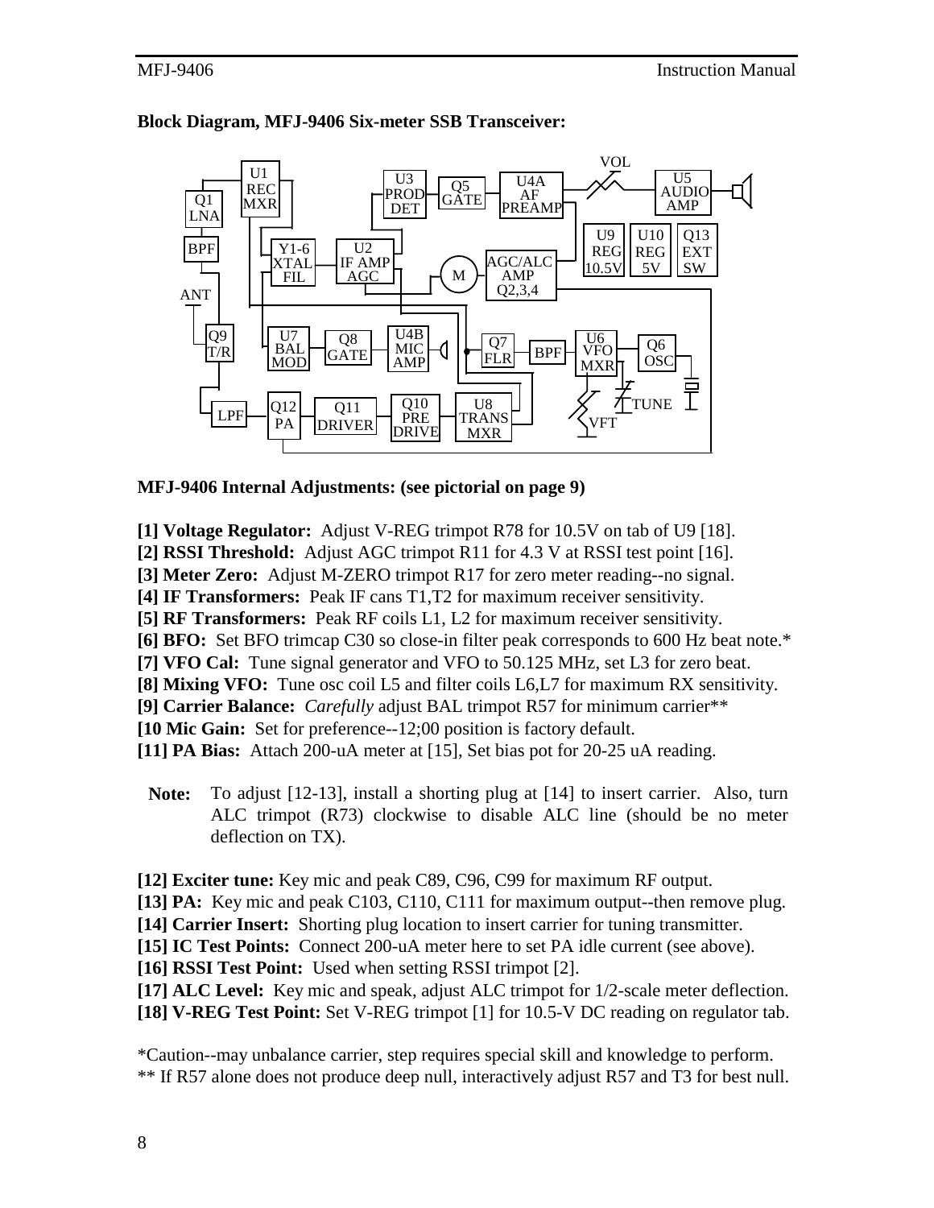**Block Diagram, MFJ-9406 Six-meter SSB Transceiver:**

**MFJ-9406 Internal Adjustments: (see pictorial on page 9)**

**[1] Voltage Regulator:** Adjust V-REG trimpot R78 for 10.5V on tab of U9 [18].
**[2] RSSI Threshold:** Adjust AGC trimpot R11 for 4.3 V at RSSI test point [16].
**[3] Meter Zero:** Adjust M-ZERO trimpot R17 for zero meter reading--no signal.
**[4] IF Transformers:** Peak IF cans T1,T2 for maximum receiver sensitivity.
**[5] RF Transformers:** Peak RF coils L1, L2 for maximum receiver sensitivity.
**[6] BFO:** Set BFO trimcap C30 so close-in filter peak corresponds to 600 Hz beat note.*
**[7] VFO Cal:** Tune signal generator and VFO to 50.125 MHz, set L3 for zero beat.
**[8] Mixing VFO:** Tune osc coil L5 and filter coils L6,L7 for maximum RX sensitivity.
**[9] Carrier Balance:** *Carefully* adjust BAL trimpot R57 for minimum carrier**
**[10 Mic Gain:** Set for preference--12;00 position is factory default.
**[11] PA Bias:** Attach 200-uA meter at [15], Set bias pot for 20-25 uA reading.

**Note:** To adjust [12-13], install a shorting plug at [14] to insert carrier. Also, turn ALC trimpot (R73) clockwise to disable ALC line (should be no meter deflection on TX).

**[12] Exciter tune:** Key mic and peak C89, C96, C99 for maximum RF output.
**[13] PA:** Key mic and peak C103, C110, C111 for maximum output--then remove plug.
**[14] Carrier Insert:** Shorting plug location to insert carrier for tuning transmitter.
**[15] IC Test Points:** Connect 200-uA meter here to set PA idle current (see above).
**[16] RSSI Test Point:** Used when setting RSSI trimpot [2].
**[17] ALC Level:** Key mic and speak, adjust ALC trimpot for 1/2-scale meter deflection.
**[18] V-REG Test Point:** Set V-REG trimpot [1] for 10.5-V DC reading on regulator tab.

*Caution--may unbalance carrier, step requires special skill and knowledge to perform.
** If R57 alone does not produce deep null, interactively adjust R57 and T3 for best null.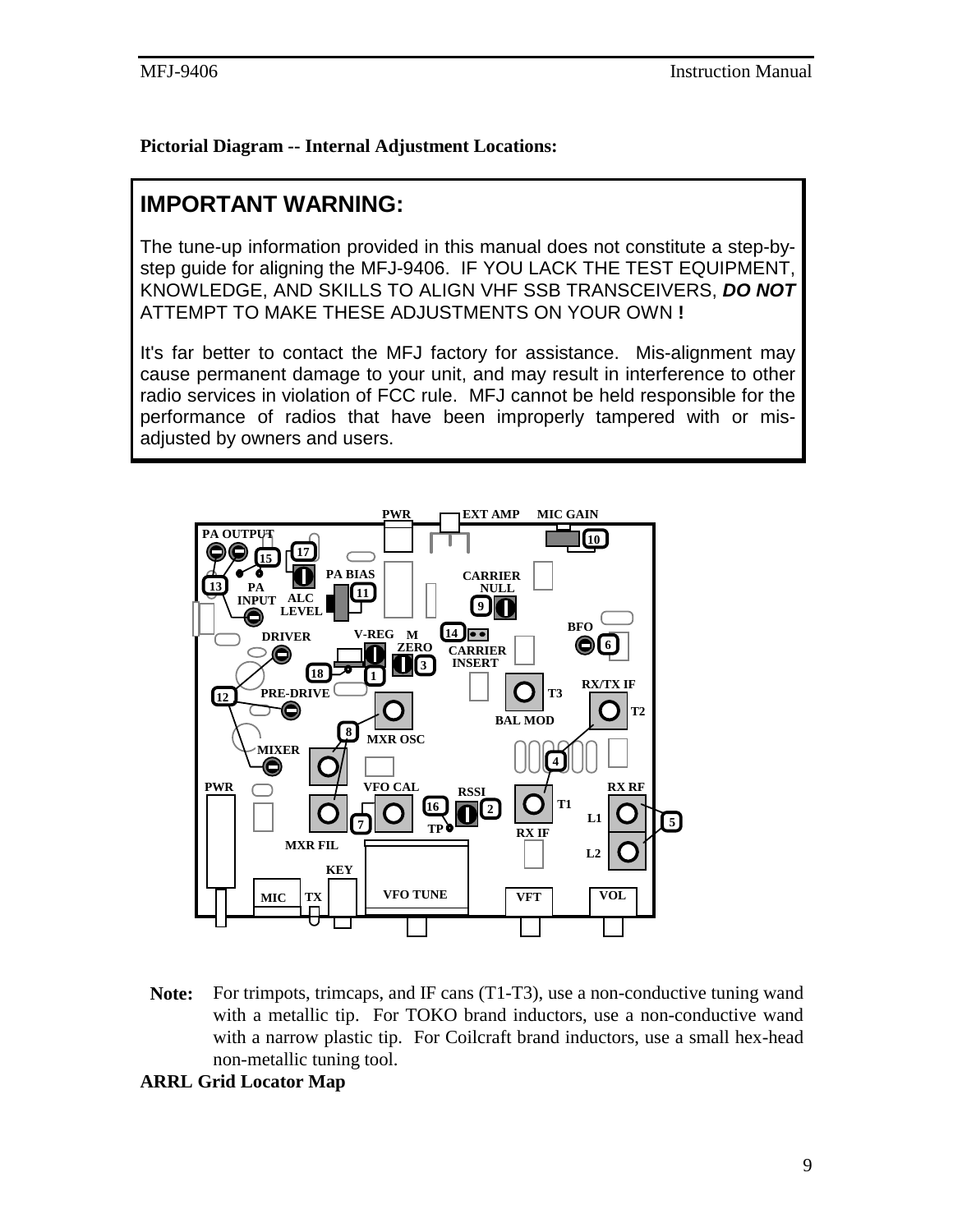**Pictorial Diagram -- Internal Adjustment Locations:**

## IMPORTANT WARNING:

The tune-up information provided in this manual does not constitute a step-by-step guide for aligning the MFJ-9406. IF YOU LACK THE TEST EQUIPMENT, KNOWLEDGE, AND SKILLS TO ALIGN VHF SSB TRANSCEIVERS, ***DO NOT*** ATTEMPT TO MAKE THESE ADJUSTMENTS ON YOUR OWN **!**

It's far better to contact the MFJ factory for assistance. Mis-alignment may cause permanent damage to your unit, and may result in interference to other radio services in violation of FCC rule. MFJ cannot be held responsible for the performance of radios that have been improperly tampered with or mis-adjusted by owners and users.

PWR EXT AMP MIC GAIN 10
PA OUTPUT 15 17
13 PA INPUT ALC LEVEL PA BIAS 11 CARRIER NULL 9
DRIVER V-REG M ZERO 14 CARRIER INSERT BFO 6
18 1 3
12 PRE-DRIVE T3 BAL MOD RX/TX IF T2
8 MXR OSC
MIXER 4
PWR VFO CAL RSSI 16 2 T1 RX IF RX RF L1 5 L2
7 TP
MXR FIL
KEY
MIC TX VFO TUNE VFT VOL

**Note:** For trimpots, trimcaps, and IF cans (T1-T3), use a non-conductive tuning wand with a metallic tip. For TOKO brand inductors, use a non-conductive wand with a narrow plastic tip. For Coilcraft brand inductors, use a small hex-head non-metallic tuning tool.

**ARRL Grid Locator Map**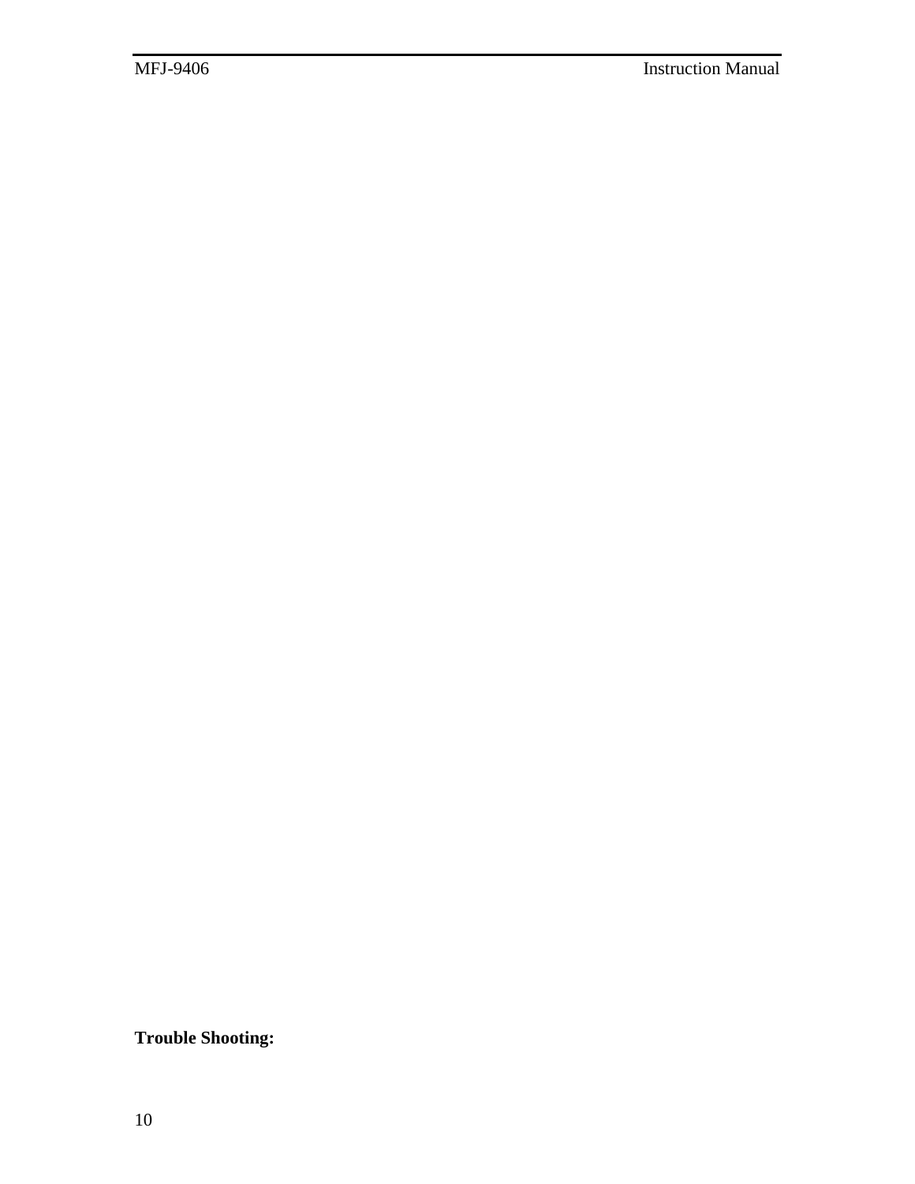**Trouble Shooting:**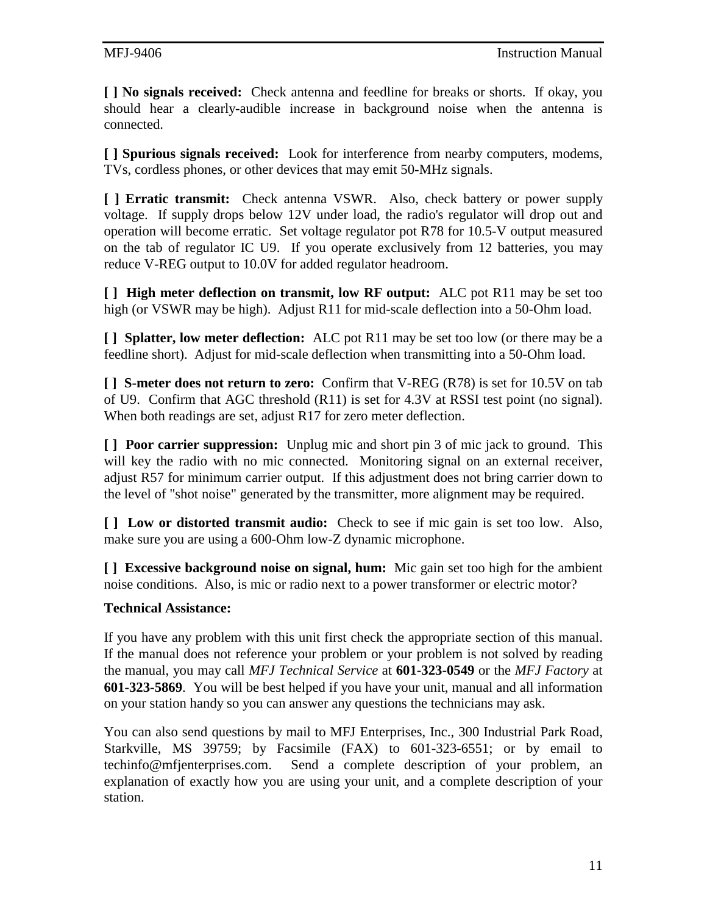**[ ] No signals received:** Check antenna and feedline for breaks or shorts. If okay, you should hear a clearly-audible increase in background noise when the antenna is connected.

**[ ] Spurious signals received:** Look for interference from nearby computers, modems, TVs, cordless phones, or other devices that may emit 50-MHz signals.

**[ ] Erratic transmit:** Check antenna VSWR. Also, check battery or power supply voltage. If supply drops below 12V under load, the radio's regulator will drop out and operation will become erratic. Set voltage regulator pot R78 for 10.5-V output measured on the tab of regulator IC U9. If you operate exclusively from 12 batteries, you may reduce V-REG output to 10.0V for added regulator headroom.

**[ ] High meter deflection on transmit, low RF output:** ALC pot R11 may be set too high (or VSWR may be high). Adjust R11 for mid-scale deflection into a 50-Ohm load.

**[ ] Splatter, low meter deflection:** ALC pot R11 may be set too low (or there may be a feedline short). Adjust for mid-scale deflection when transmitting into a 50-Ohm load.

**[ ] S-meter does not return to zero:** Confirm that V-REG (R78) is set for 10.5V on tab of U9. Confirm that AGC threshold (R11) is set for 4.3V at RSSI test point (no signal). When both readings are set, adjust R17 for zero meter deflection.

**[ ] Poor carrier suppression:** Unplug mic and short pin 3 of mic jack to ground. This will key the radio with no mic connected. Monitoring signal on an external receiver, adjust R57 for minimum carrier output. If this adjustment does not bring carrier down to the level of "shot noise" generated by the transmitter, more alignment may be required.

**[ ] Low or distorted transmit audio:** Check to see if mic gain is set too low. Also, make sure you are using a 600-Ohm low-Z dynamic microphone.

**[ ] Excessive background noise on signal, hum:** Mic gain set too high for the ambient noise conditions. Also, is mic or radio next to a power transformer or electric motor?

**Technical Assistance:**

If you have any problem with this unit first check the appropriate section of this manual. If the manual does not reference your problem or your problem is not solved by reading the manual, you may call *MFJ Technical Service* at **601-323-0549** or the *MFJ Factory* at **601-323-5869**. You will be best helped if you have your unit, manual and all information on your station handy so you can answer any questions the technicians may ask.

You can also send questions by mail to MFJ Enterprises, Inc., 300 Industrial Park Road, Starkville, MS 39759; by Facsimile (FAX) to 601-323-6551; or by email to techinfo@mfjenterprises.com. Send a complete description of your problem, an explanation of exactly how you are using your unit, and a complete description of your station.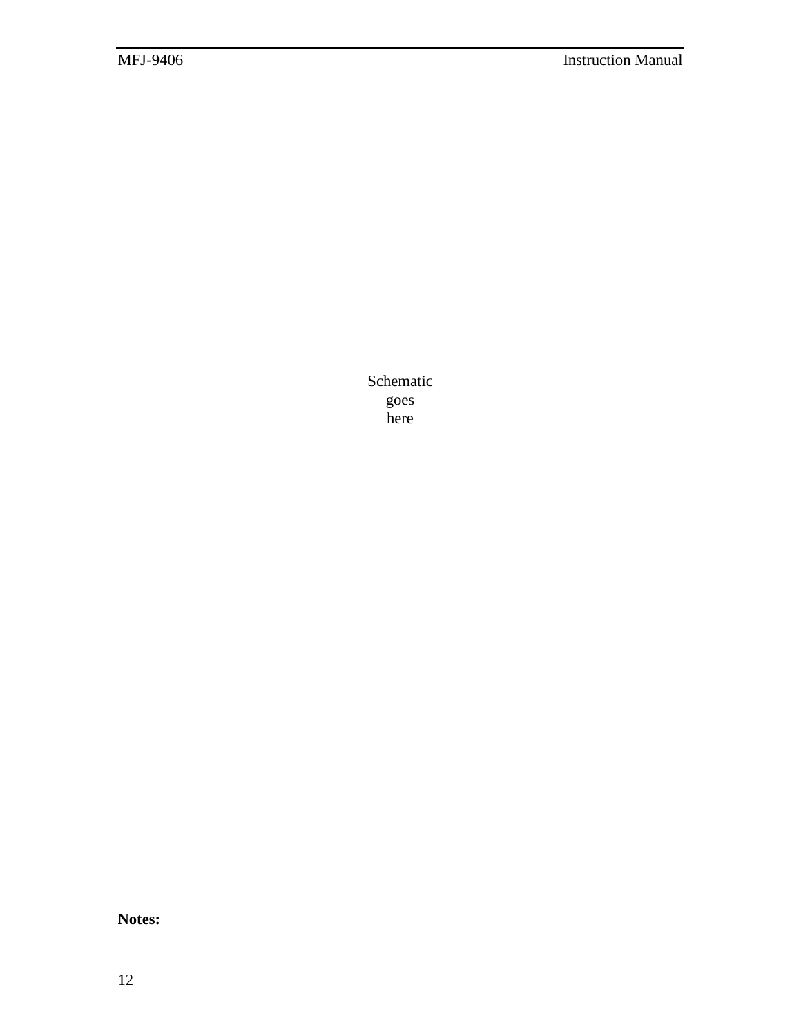Schematic
goes
here

**Notes:**